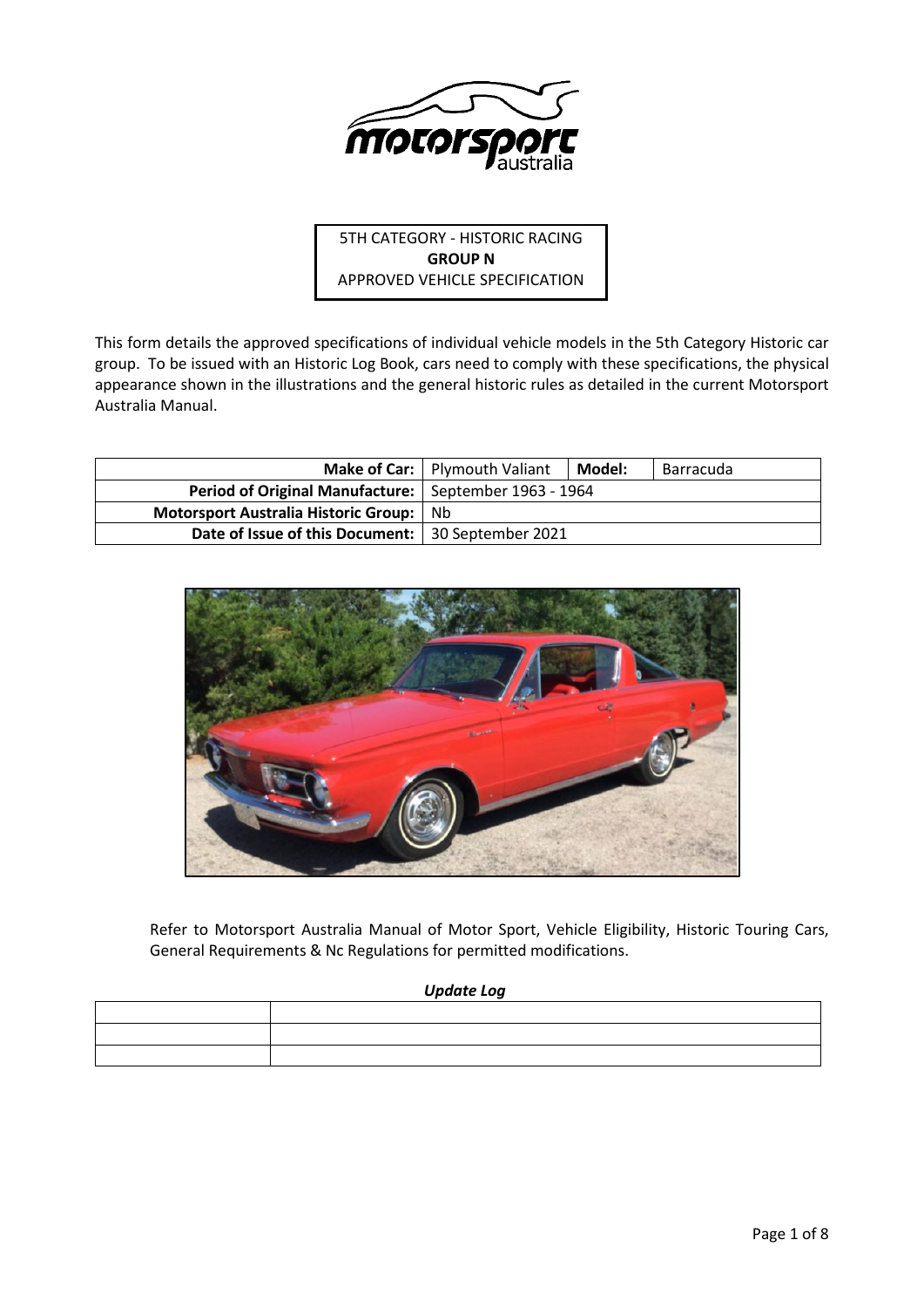5TH CATEGORY - HISTORIC RACING
**GROUP N**
APPROVED VEHICLE SPECIFICATION

This form details the approved specifications of individual vehicle models in the 5th Category Historic car group. To be issued with an Historic Log Book, cars need to comply with these specifications, the physical appearance shown in the illustrations and the general historic rules as detailed in the current Motorsport Australia Manual.

| **Make of Car:** | Plymouth Valiant | **Model:** | Barracuda |
|---|---|---|---|
| **Period of Original Manufacture:** | September 1963 - 1964 | | |
| **Motorsport Australia Historic Group:** | Nb | | |
| **Date of Issue of this Document:** | 30 September 2021 | | |

Refer to Motorsport Australia Manual of Motor Sport, Vehicle Eligibility, Historic Touring Cars, General Requirements & Nc Regulations for permitted modifications.

***Update Log***

| | |
|---|---|
| | |
| | |
| | |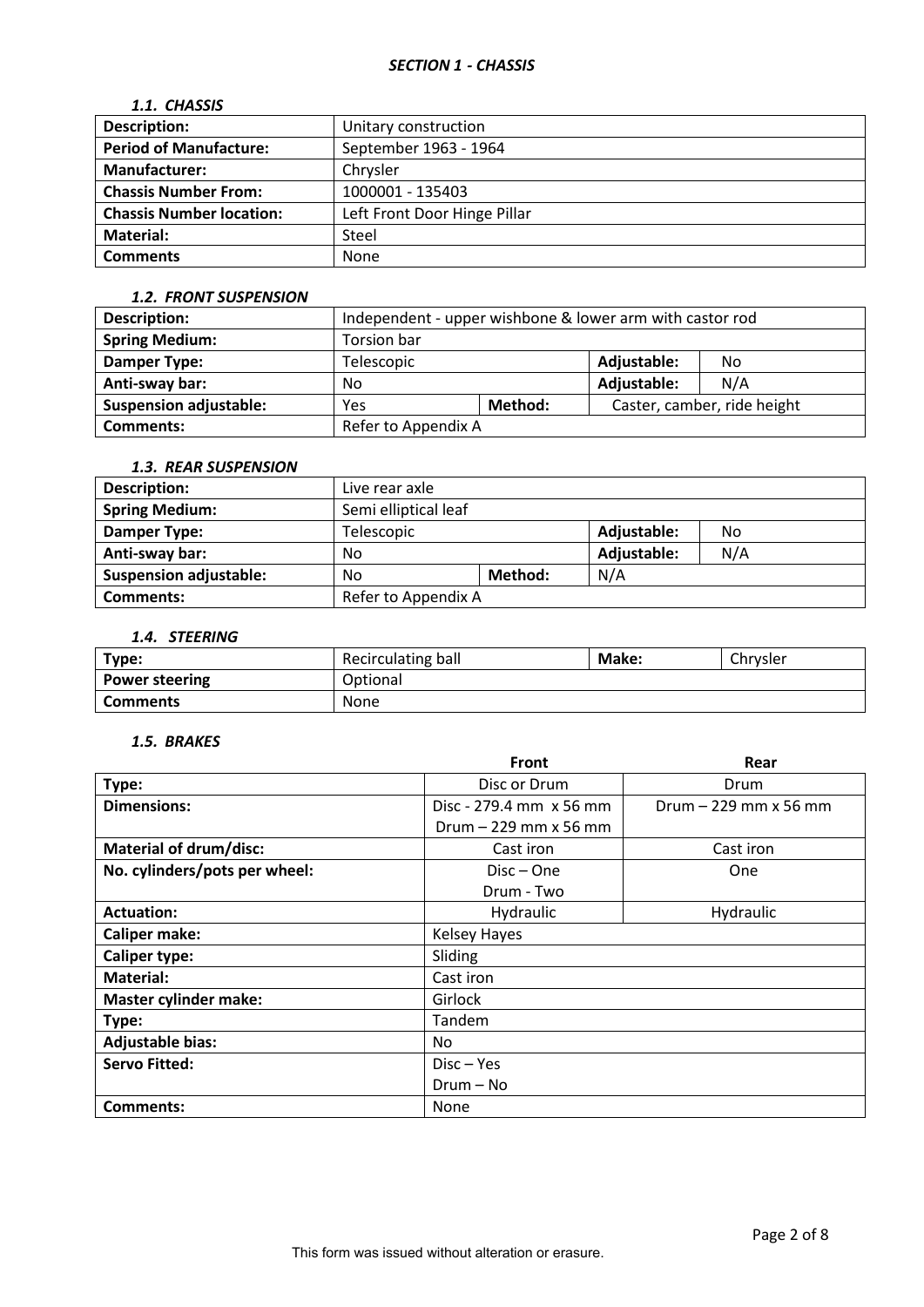## *SECTION 1 - CHASSIS*

### *1.1. CHASSIS*

| | |
|---|---|
| **Description:** | Unitary construction |
| **Period of Manufacture:** | September 1963 - 1964 |
| **Manufacturer:** | Chrysler |
| **Chassis Number From:** | 1000001 - 135403 |
| **Chassis Number location:** | Left Front Door Hinge Pillar |
| **Material:** | Steel |
| **Comments** | None |

### *1.2. FRONT SUSPENSION*

| | | | | |
|---|---|---|---|---|
| **Description:** | Independent - upper wishbone & lower arm with castor rod | | | |
| **Spring Medium:** | Torsion bar | | | |
| **Damper Type:** | Telescopic | | **Adjustable:** | No |
| **Anti-sway bar:** | No | | **Adjustable:** | N/A |
| **Suspension adjustable:** | Yes | **Method:** | Caster, camber, ride height | |
| **Comments:** | Refer to Appendix A | | | |

### *1.3. REAR SUSPENSION*

| | | | | |
|---|---|---|---|---|
| **Description:** | Live rear axle | | | |
| **Spring Medium:** | Semi elliptical leaf | | | |
| **Damper Type:** | Telescopic | | **Adjustable:** | No |
| **Anti-sway bar:** | No | | **Adjustable:** | N/A |
| **Suspension adjustable:** | No | **Method:** | N/A | |
| **Comments:** | Refer to Appendix A | | | |

### *1.4. STEERING*

| | | | |
|---|---|---|---|
| **Type:** | Recirculating ball | **Make:** | Chrysler |
| **Power steering** | Optional | | |
| **Comments** | None | | |

### *1.5. BRAKES*

| | **Front** | **Rear** |
|---|---|---|
| **Type:** | Disc or Drum | Drum |
| **Dimensions:** | Disc - 279.4 mm x 56 mm<br>Drum – 229 mm x 56 mm | Drum – 229 mm x 56 mm |
| **Material of drum/disc:** | Cast iron | Cast iron |
| **No. cylinders/pots per wheel:** | Disc – One<br>Drum - Two | One |
| **Actuation:** | Hydraulic | Hydraulic |
| **Caliper make:** | Kelsey Hayes | |
| **Caliper type:** | Sliding | |
| **Material:** | Cast iron | |
| **Master cylinder make:** | Girlock | |
| **Type:** | Tandem | |
| **Adjustable bias:** | No | |
| **Servo Fitted:** | Disc – Yes<br>Drum – No | |
| **Comments:** | None | |

This form was issued without alteration or erasure.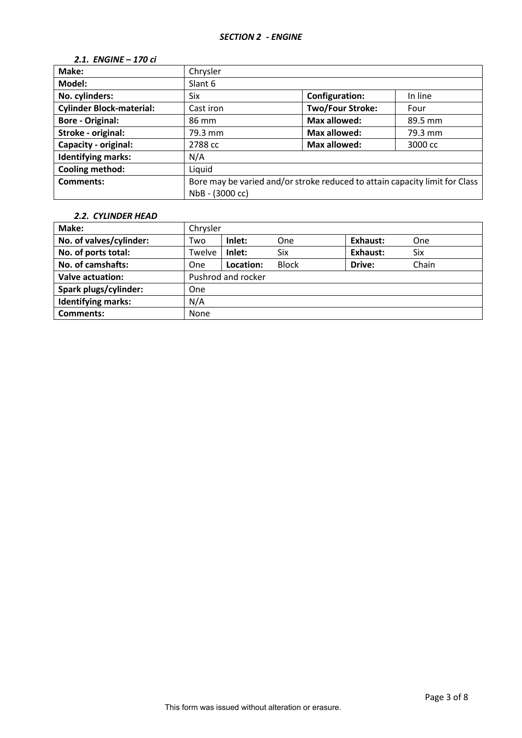## *SECTION 2 - ENGINE*

### *2.1. ENGINE – 170 ci*

| **Make:** | Chrysler | | |
|---|---|---|---|
| **Model:** | Slant 6 | | |
| **No. cylinders:** | Six | **Configuration:** | In line |
| **Cylinder Block-material:** | Cast iron | **Two/Four Stroke:** | Four |
| **Bore - Original:** | 86 mm | **Max allowed:** | 89.5 mm |
| **Stroke - original:** | 79.3 mm | **Max allowed:** | 79.3 mm |
| **Capacity - original:** | 2788 cc | **Max allowed:** | 3000 cc |
| **Identifying marks:** | N/A | | |
| **Cooling method:** | Liquid | | |
| **Comments:** | Bore may be varied and/or stroke reduced to attain capacity limit for Class NbB - (3000 cc) | | |

### *2.2. CYLINDER HEAD*

| **Make:** | Chrysler | | | | |
|---|---|---|---|---|---|
| **No. of valves/cylinder:** | Two | **Inlet:** | One | **Exhaust:** | One |
| **No. of ports total:** | Twelve | **Inlet:** | Six | **Exhaust:** | Six |
| **No. of camshafts:** | One | **Location:** | Block | **Drive:** | Chain |
| **Valve actuation:** | Pushrod and rocker | | | | |
| **Spark plugs/cylinder:** | One | | | | |
| **Identifying marks:** | N/A | | | | |
| **Comments:** | None | | | | |

This form was issued without alteration or erasure.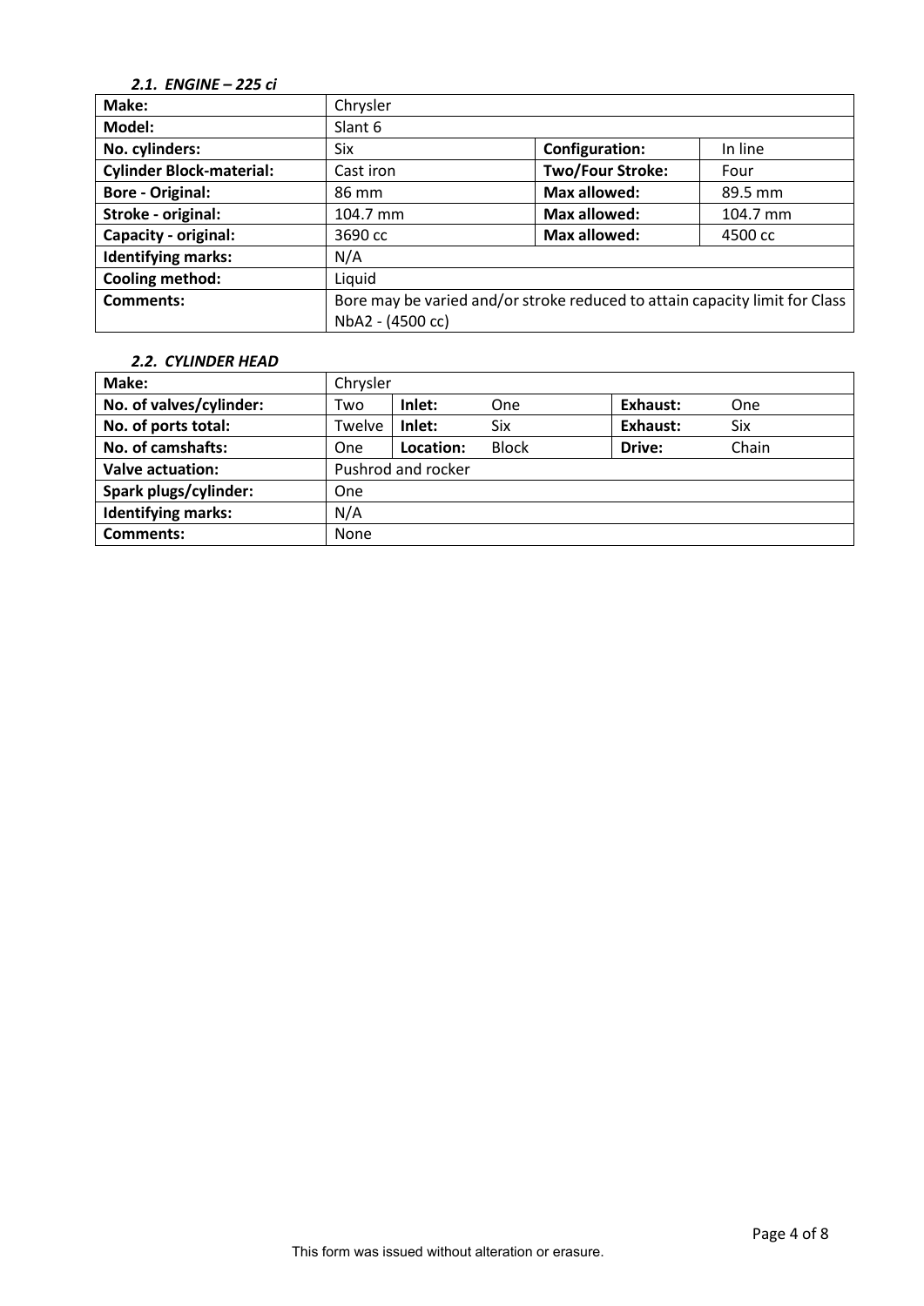### *2.1. ENGINE – 225 ci*

| **Make:** | Chrysler | | |
|---|---|---|---|
| **Model:** | Slant 6 | | |
| **No. cylinders:** | Six | **Configuration:** | In line |
| **Cylinder Block-material:** | Cast iron | **Two/Four Stroke:** | Four |
| **Bore - Original:** | 86 mm | **Max allowed:** | 89.5 mm |
| **Stroke - original:** | 104.7 mm | **Max allowed:** | 104.7 mm |
| **Capacity - original:** | 3690 cc | **Max allowed:** | 4500 cc |
| **Identifying marks:** | N/A | | |
| **Cooling method:** | Liquid | | |
| **Comments:** | Bore may be varied and/or stroke reduced to attain capacity limit for Class NbA2 - (4500 cc) | | |

### *2.2. CYLINDER HEAD*

| **Make:** | Chrysler | | | | |
|---|---|---|---|---|---|
| **No. of valves/cylinder:** | Two | **Inlet:** | One | **Exhaust:** | One |
| **No. of ports total:** | Twelve | **Inlet:** | Six | **Exhaust:** | Six |
| **No. of camshafts:** | One | **Location:** | Block | **Drive:** | Chain |
| **Valve actuation:** | Pushrod and rocker | | | | |
| **Spark plugs/cylinder:** | One | | | | |
| **Identifying marks:** | N/A | | | | |
| **Comments:** | None | | | | |

This form was issued without alteration or erasure.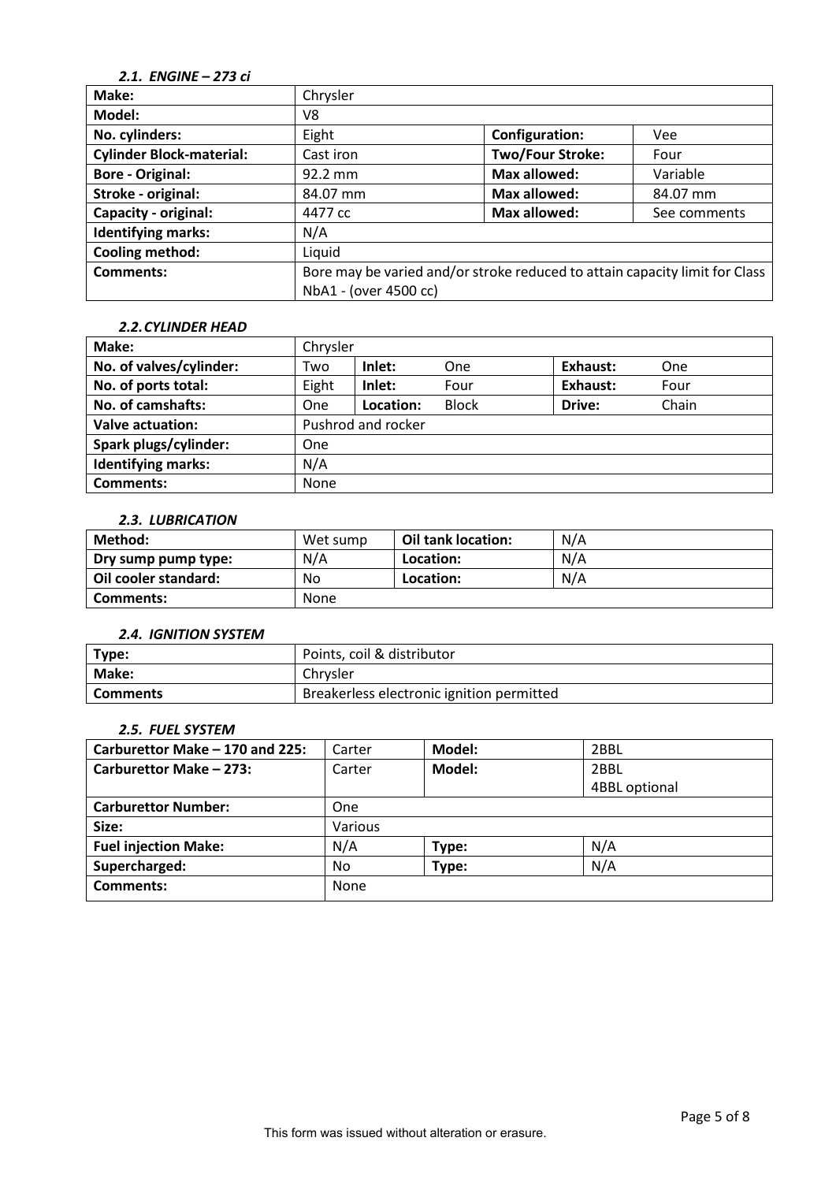### *2.1. ENGINE – 273 ci*

| **Make:** | Chrysler | | |
|---|---|---|---|
| **Model:** | V8 | | |
| **No. cylinders:** | Eight | **Configuration:** | Vee |
| **Cylinder Block-material:** | Cast iron | **Two/Four Stroke:** | Four |
| **Bore - Original:** | 92.2 mm | **Max allowed:** | Variable |
| **Stroke - original:** | 84.07 mm | **Max allowed:** | 84.07 mm |
| **Capacity - original:** | 4477 cc | **Max allowed:** | See comments |
| **Identifying marks:** | N/A | | |
| **Cooling method:** | Liquid | | |
| **Comments:** | Bore may be varied and/or stroke reduced to attain capacity limit for Class NbA1 - (over 4500 cc) | | |

### *2.2. CYLINDER HEAD*

| **Make:** | Chrysler | | | | |
|---|---|---|---|---|---|
| **No. of valves/cylinder:** | Two | **Inlet:** One | | **Exhaust:** | One |
| **No. of ports total:** | Eight | **Inlet:** Four | | **Exhaust:** | Four |
| **No. of camshafts:** | One | **Location:** Block | | **Drive:** | Chain |
| **Valve actuation:** | Pushrod and rocker | | | | |
| **Spark plugs/cylinder:** | One | | | | |
| **Identifying marks:** | N/A | | | | |
| **Comments:** | None | | | | |

### *2.3. LUBRICATION*

| **Method:** | Wet sump | **Oil tank location:** | N/A |
|---|---|---|---|
| **Dry sump pump type:** | N/A | **Location:** | N/A |
| **Oil cooler standard:** | No | **Location:** | N/A |
| **Comments:** | None | | |

### *2.4. IGNITION SYSTEM*

| **Type:** | Points, coil & distributor |
|---|---|
| **Make:** | Chrysler |
| **Comments** | Breakerless electronic ignition permitted |

### *2.5. FUEL SYSTEM*

| **Carburettor Make – 170 and 225:** | Carter | **Model:** | 2BBL |
|---|---|---|---|
| **Carburettor Make – 273:** | Carter | **Model:** | 2BBL<br>4BBL optional |
| **Carburettor Number:** | One | | |
| **Size:** | Various | | |
| **Fuel injection Make:** | N/A | **Type:** | N/A |
| **Supercharged:** | No | **Type:** | N/A |
| **Comments:** | None | | |

This form was issued without alteration or erasure.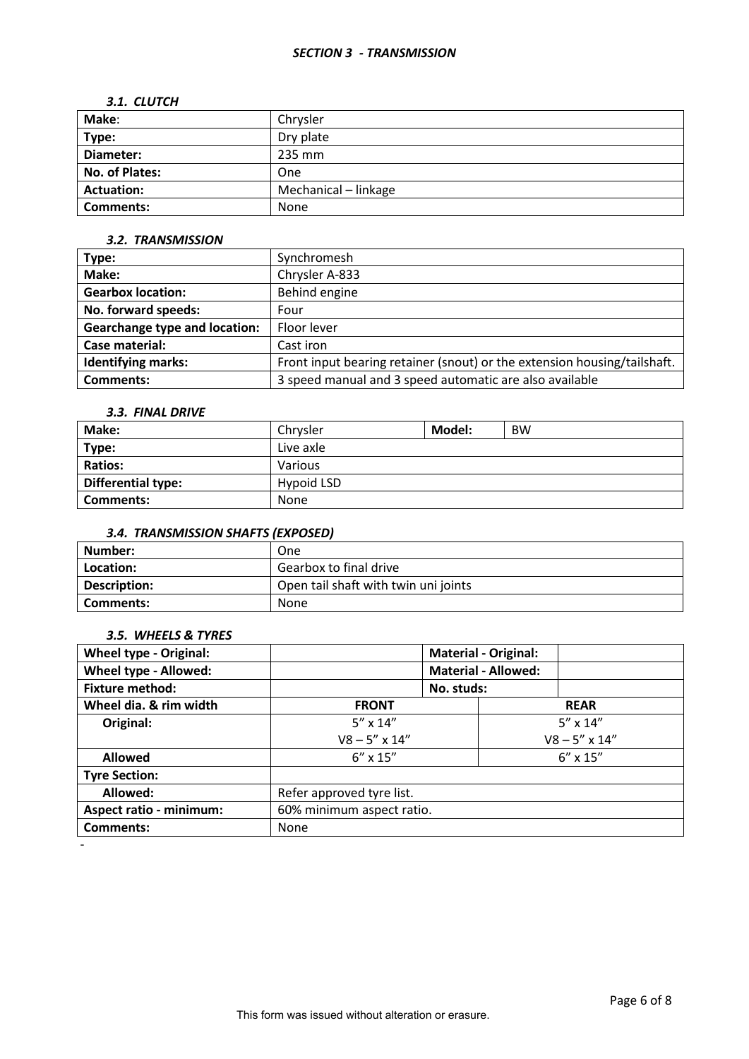## *SECTION 3 - TRANSMISSION*

### *3.1. CLUTCH*

| **Make**: | Chrysler |
|---|---|
| **Type:** | Dry plate |
| **Diameter:** | 235 mm |
| **No. of Plates:** | One |
| **Actuation:** | Mechanical – linkage |
| **Comments:** | None |

### *3.2. TRANSMISSION*

| **Type:** | Synchromesh |
|---|---|
| **Make:** | Chrysler A-833 |
| **Gearbox location:** | Behind engine |
| **No. forward speeds:** | Four |
| **Gearchange type and location:** | Floor lever |
| **Case material:** | Cast iron |
| **Identifying marks:** | Front input bearing retainer (snout) or the extension housing/tailshaft. |
| **Comments:** | 3 speed manual and 3 speed automatic are also available |

### *3.3. FINAL DRIVE*

| **Make:** | Chrysler | **Model:** | BW |
|---|---|---|---|
| **Type:** | Live axle | | |
| **Ratios:** | Various | | |
| **Differential type:** | Hypoid LSD | | |
| **Comments:** | None | | |

### *3.4. TRANSMISSION SHAFTS (EXPOSED)*

| **Number:** | One |
|---|---|
| **Location:** | Gearbox to final drive |
| **Description:** | Open tail shaft with twin uni joints |
| **Comments:** | None |

### *3.5. WHEELS & TYRES*

| **Wheel type - Original:** | | **Material - Original:** | |
|---|---|---|---|
| **Wheel type - Allowed:** | | **Material - Allowed:** | |
| **Fixture method:** | | **No. studs:** | |
| **Wheel dia. & rim width** | **FRONT** | **REAR** | |
| **Original:** | 5” x 14”<br>V8 – 5” x 14” | 5” x 14”<br>V8 – 5” x 14” | |
| **Allowed** | 6” x 15” | 6” x 15” | |
| **Tyre Section:** | | | |
| **Allowed:** | Refer approved tyre list. | | |
| **Aspect ratio - minimum:** | 60% minimum aspect ratio. | | |
| **Comments:** | None | | |

-

This form was issued without alteration or erasure.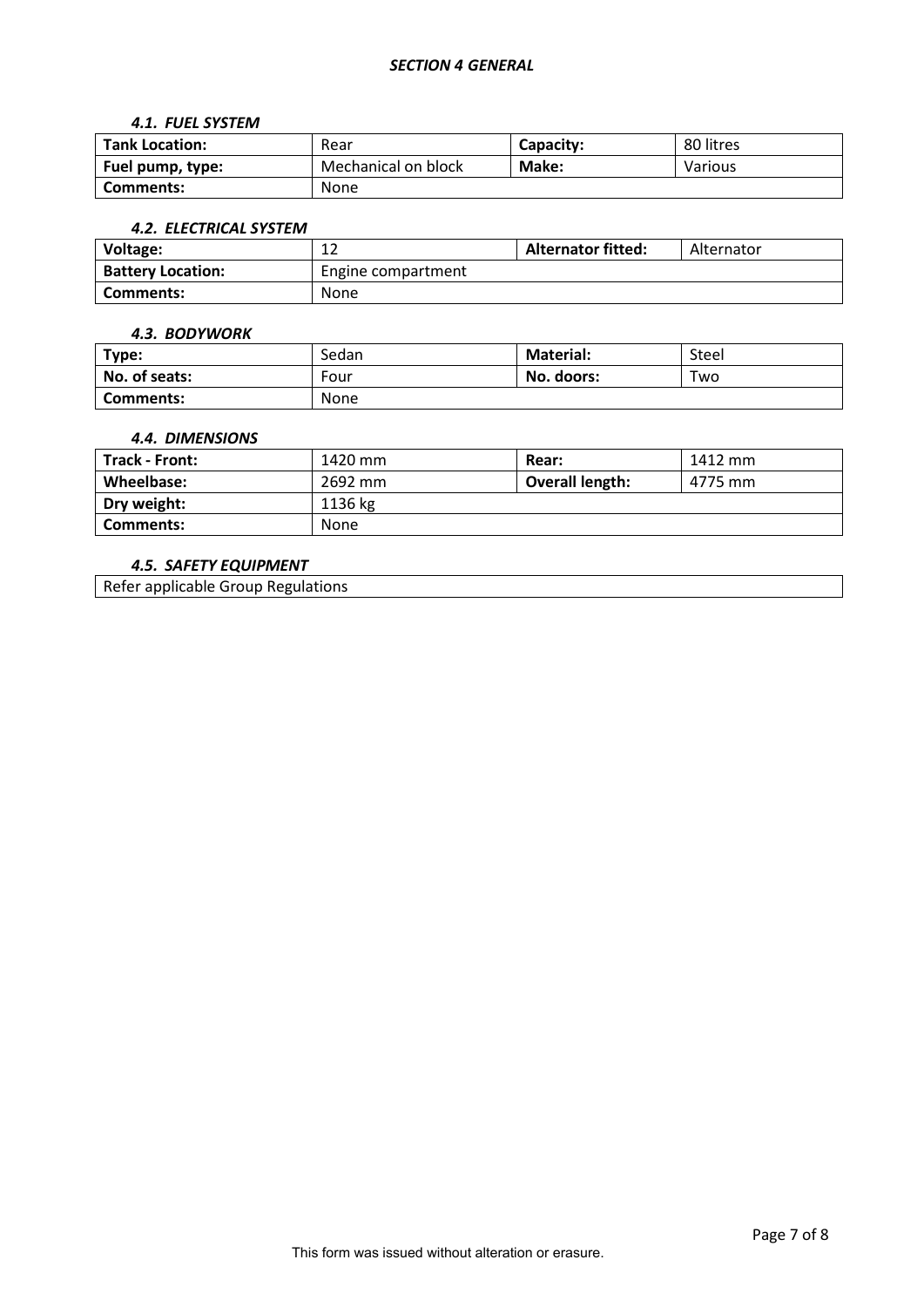## *SECTION 4 GENERAL*

### *4.1. FUEL SYSTEM*

| **Tank Location:** | Rear | **Capacity:** | 80 litres |
|---|---|---|---|
| **Fuel pump, type:** | Mechanical on block | **Make:** | Various |
| **Comments:** | None | | |

### *4.2. ELECTRICAL SYSTEM*

| **Voltage:** | 12 | **Alternator fitted:** | Alternator |
|---|---|---|---|
| **Battery Location:** | Engine compartment | | |
| **Comments:** | None | | |

### *4.3. BODYWORK*

| **Type:** | Sedan | **Material:** | Steel |
|---|---|---|---|
| **No. of seats:** | Four | **No. doors:** | Two |
| **Comments:** | None | | |

### *4.4. DIMENSIONS*

| **Track - Front:** | 1420 mm | **Rear:** | 1412 mm |
|---|---|---|---|
| **Wheelbase:** | 2692 mm | **Overall length:** | 4775 mm |
| **Dry weight:** | 1136 kg | | |
| **Comments:** | None | | |

### *4.5. SAFETY EQUIPMENT*

| Refer applicable Group Regulations |
|---|

This form was issued without alteration or erasure.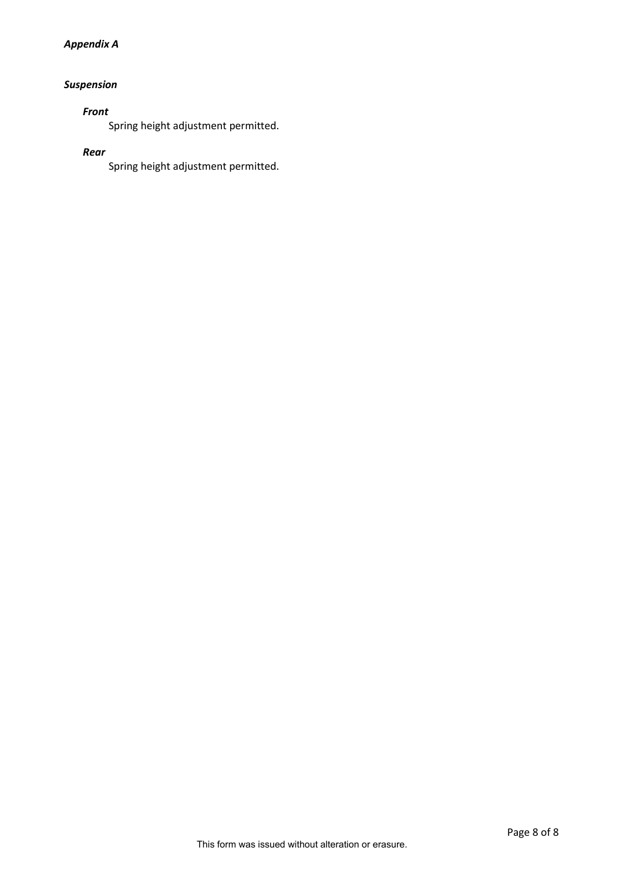***Appendix A***

***Suspension***

***Front***

Spring height adjustment permitted.

***Rear***

Spring height adjustment permitted.

This form was issued without alteration or erasure.